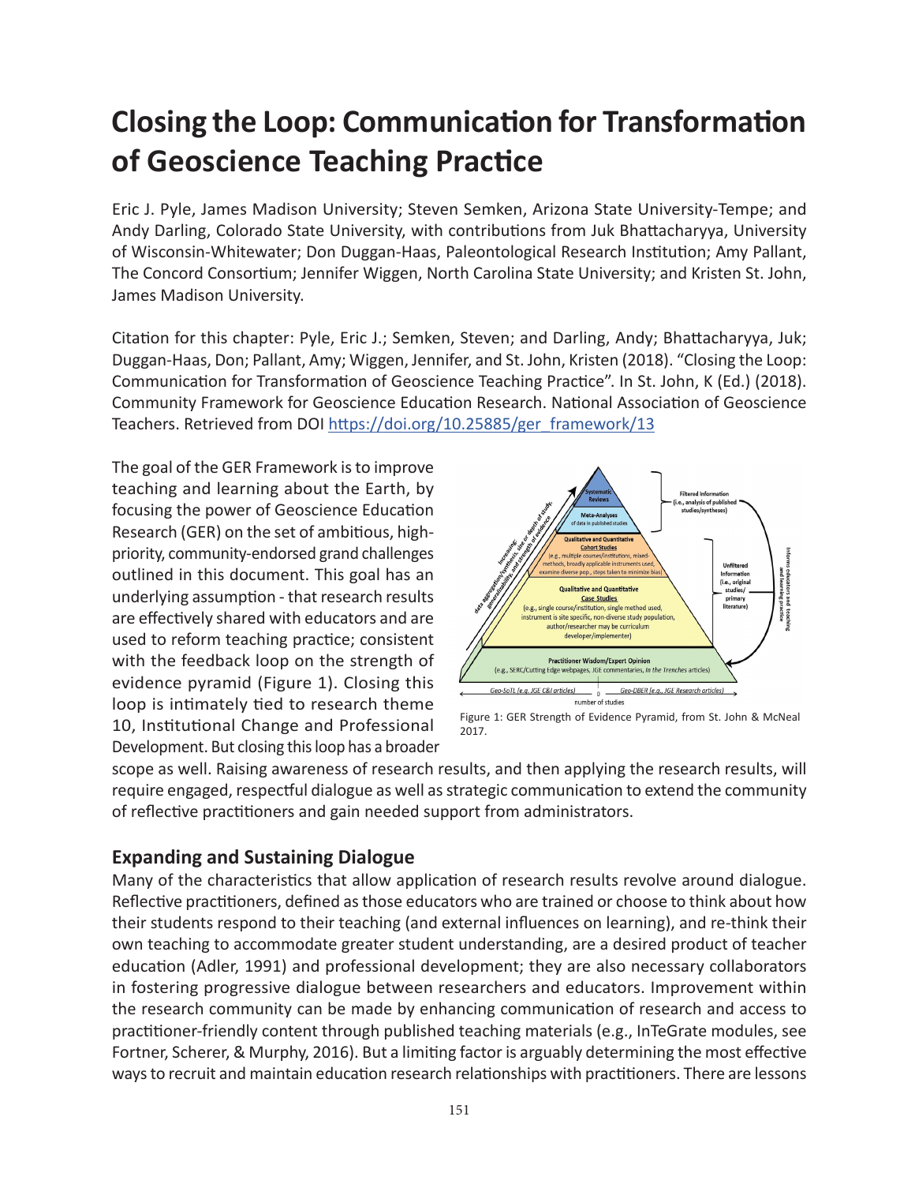# Closing the Loop: Communication for Transformation of Geoscience Teaching Practice

Eric J. Pyle, James Madison University; Steven Semken, Arizona State University-Tempe; and Andy Darling, Colorado State University, with contributions from Juk Bhattacharyya, University of Wisconsin-Whitewater; Don Duggan-Haas, Paleontological Research Institution; Amy Pallant, The Concord Consortium; Jennifer Wiggen, North Carolina State University; and Kristen St. John, James Madison University.

Citation for this chapter: Pyle, Eric J.; Semken, Steven; and Darling, Andy; Bhattacharyya, Juk; Duggan-Haas, Don; Pallant, Amy; Wiggen, Jennifer, and St. John, Kristen (2018). "Closing the Loop: Communication for Transformation of Geoscience Teaching Practice". In St. John, K (Ed.) (2018). Community Framework for Geoscience Education Research. National Association of Geoscience Teachers. Retrieved from DOI https://doi.org/10.25885/ger_framework/13

The goal of the GER Framework is to improve teaching and learning about the Earth, by focusing the power of Geoscience Education Research (GER) on the set of ambitious, high-priority, community-endorsed grand challenges outlined in this document. This goal has an underlying assumption - that research results are effectively shared with educators and are used to reform teaching practice; consistent with the feedback loop on the strength of evidence pyramid (Figure 1). Closing this loop is intimately tied to research theme 10, Institutional Change and Professional Development. But closing this loop has a broader scope as well. Raising awareness of research results, and then applying the research results, will require engaged, respectful dialogue as well as strategic communication to extend the community of reflective practitioners and gain needed support from administrators.

Figure 1: GER Strength of Evidence Pyramid, from St. John & McNeal 2017.

## Expanding and Sustaining Dialogue

Many of the characteristics that allow application of research results revolve around dialogue. Reflective practitioners, defined as those educators who are trained or choose to think about how their students respond to their teaching (and external influences on learning), and re-think their own teaching to accommodate greater student understanding, are a desired product of teacher education (Adler, 1991) and professional development; they are also necessary collaborators in fostering progressive dialogue between researchers and educators. Improvement within the research community can be made by enhancing communication of research and access to practitioner-friendly content through published teaching materials (e.g., InTeGrate modules, see Fortner, Scherer, & Murphy, 2016). But a limiting factor is arguably determining the most effective ways to recruit and maintain education research relationships with practitioners. There are lessons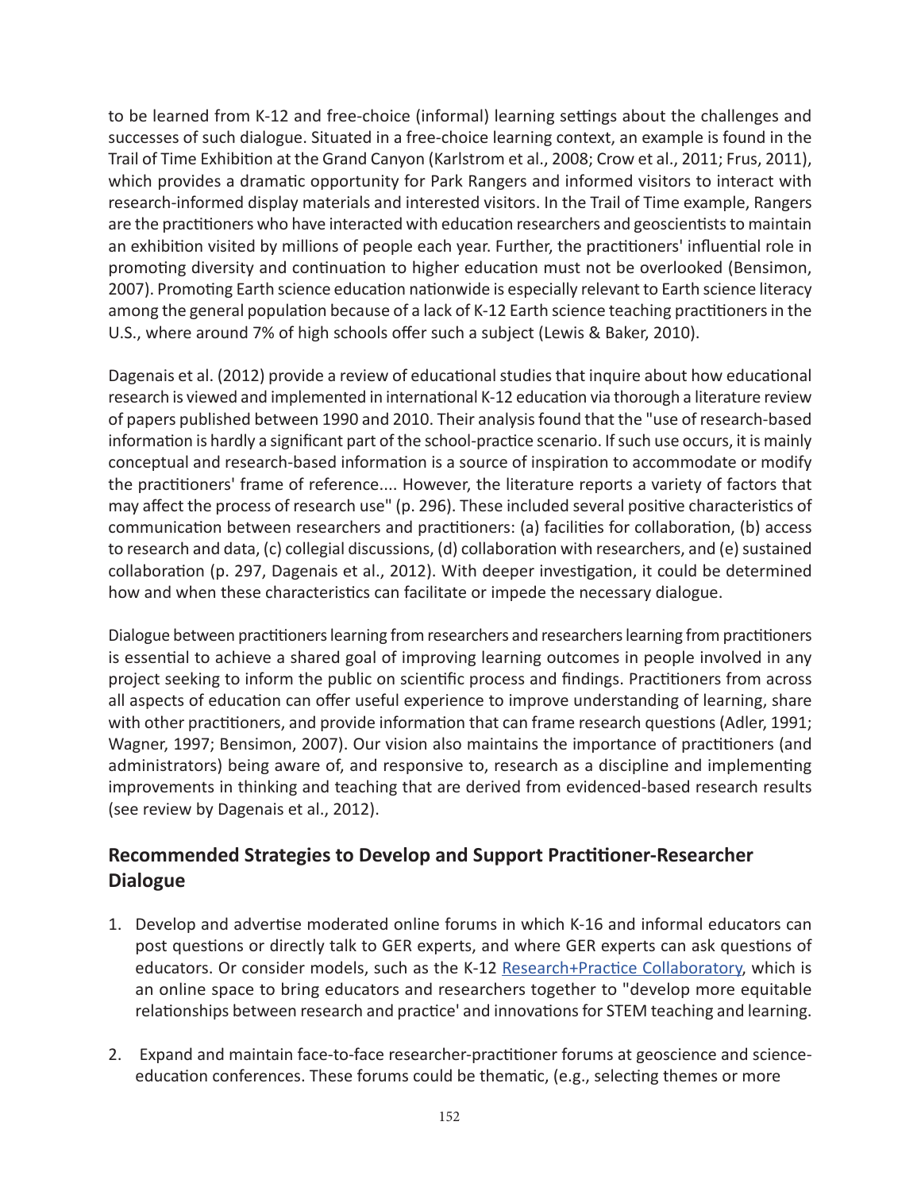to be learned from K-12 and free-choice (informal) learning settings about the challenges and successes of such dialogue. Situated in a free-choice learning context, an example is found in the Trail of Time Exhibition at the Grand Canyon (Karlstrom et al., 2008; Crow et al., 2011; Frus, 2011), which provides a dramatic opportunity for Park Rangers and informed visitors to interact with research-informed display materials and interested visitors. In the Trail of Time example, Rangers are the practitioners who have interacted with education researchers and geoscientists to maintain an exhibition visited by millions of people each year. Further, the practitioners' influential role in promoting diversity and continuation to higher education must not be overlooked (Bensimon, 2007). Promoting Earth science education nationwide is especially relevant to Earth science literacy among the general population because of a lack of K-12 Earth science teaching practitioners in the U.S., where around 7% of high schools offer such a subject (Lewis & Baker, 2010).

Dagenais et al. (2012) provide a review of educational studies that inquire about how educational research is viewed and implemented in international K-12 education via thorough a literature review of papers published between 1990 and 2010. Their analysis found that the "use of research-based information is hardly a significant part of the school-practice scenario. If such use occurs, it is mainly conceptual and research-based information is a source of inspiration to accommodate or modify the practitioners' frame of reference.... However, the literature reports a variety of factors that may affect the process of research use" (p. 296). These included several positive characteristics of communication between researchers and practitioners: (a) facilities for collaboration, (b) access to research and data, (c) collegial discussions, (d) collaboration with researchers, and (e) sustained collaboration (p. 297, Dagenais et al., 2012). With deeper investigation, it could be determined how and when these characteristics can facilitate or impede the necessary dialogue.

Dialogue between practitioners learning from researchers and researchers learning from practitioners is essential to achieve a shared goal of improving learning outcomes in people involved in any project seeking to inform the public on scientific process and findings. Practitioners from across all aspects of education can offer useful experience to improve understanding of learning, share with other practitioners, and provide information that can frame research questions (Adler, 1991; Wagner, 1997; Bensimon, 2007). Our vision also maintains the importance of practitioners (and administrators) being aware of, and responsive to, research as a discipline and implementing improvements in thinking and teaching that are derived from evidenced-based research results (see review by Dagenais et al., 2012).

## Recommended Strategies to Develop and Support Practitioner-Researcher Dialogue

1. Develop and advertise moderated online forums in which K-16 and informal educators can post questions or directly talk to GER experts, and where GER experts can ask questions of educators. Or consider models, such as the K-12 Research+Practice Collaboratory, which is an online space to bring educators and researchers together to "develop more equitable relationships between research and practice' and innovations for STEM teaching and learning.

2. Expand and maintain face-to-face researcher-practitioner forums at geoscience and science-education conferences. These forums could be thematic, (e.g., selecting themes or more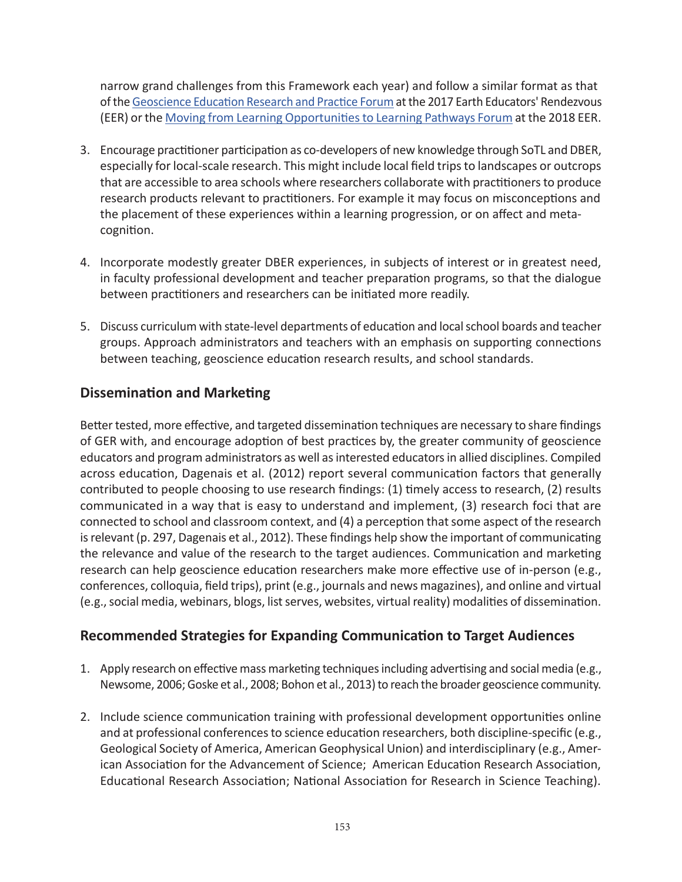narrow grand challenges from this Framework each year) and follow a similar format as that of the Geoscience Education Research and Practice Forum at the 2017 Earth Educators' Rendezvous (EER) or the Moving from Learning Opportunities to Learning Pathways Forum at the 2018 EER.

3. Encourage practitioner participation as co-developers of new knowledge through SoTL and DBER, especially for local-scale research. This might include local field trips to landscapes or outcrops that are accessible to area schools where researchers collaborate with practitioners to produce research products relevant to practitioners. For example it may focus on misconceptions and the placement of these experiences within a learning progression, or on affect and meta-cognition.

4. Incorporate modestly greater DBER experiences, in subjects of interest or in greatest need, in faculty professional development and teacher preparation programs, so that the dialogue between practitioners and researchers can be initiated more readily.

5. Discuss curriculum with state-level departments of education and local school boards and teacher groups. Approach administrators and teachers with an emphasis on supporting connections between teaching, geoscience education research results, and school standards.

## Dissemination and Marketing

Better tested, more effective, and targeted dissemination techniques are necessary to share findings of GER with, and encourage adoption of best practices by, the greater community of geoscience educators and program administrators as well as interested educators in allied disciplines. Compiled across education, Dagenais et al. (2012) report several communication factors that generally contributed to people choosing to use research findings: (1) timely access to research, (2) results communicated in a way that is easy to understand and implement, (3) research foci that are connected to school and classroom context, and (4) a perception that some aspect of the research is relevant (p. 297, Dagenais et al., 2012). These findings help show the important of communicating the relevance and value of the research to the target audiences. Communication and marketing research can help geoscience education researchers make more effective use of in-person (e.g., conferences, colloquia, field trips), print (e.g., journals and news magazines), and online and virtual (e.g., social media, webinars, blogs, list serves, websites, virtual reality) modalities of dissemination.

## Recommended Strategies for Expanding Communication to Target Audiences

1. Apply research on effective mass marketing techniques including advertising and social media (e.g., Newsome, 2006; Goske et al., 2008; Bohon et al., 2013) to reach the broader geoscience community.

2. Include science communication training with professional development opportunities online and at professional conferences to science education researchers, both discipline-specific (e.g., Geological Society of America, American Geophysical Union) and interdisciplinary (e.g., American Association for the Advancement of Science; American Education Research Association, Educational Research Association; National Association for Research in Science Teaching).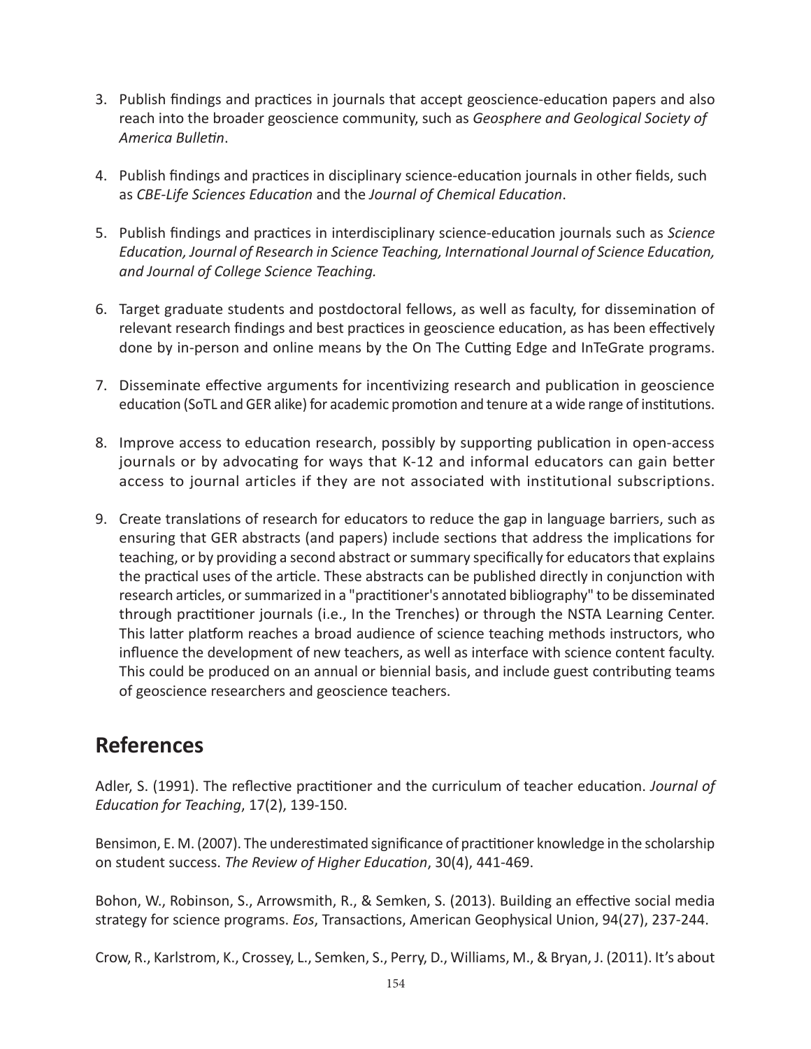3. Publish findings and practices in journals that accept geoscience-education papers and also reach into the broader geoscience community, such as *Geosphere and Geological Society of America Bulletin*.

4. Publish findings and practices in disciplinary science-education journals in other fields, such as *CBE-Life Sciences Education* and the *Journal of Chemical Education*.

5. Publish findings and practices in interdisciplinary science-education journals such as *Science Education, Journal of Research in Science Teaching, International Journal of Science Education, and Journal of College Science Teaching.*

6. Target graduate students and postdoctoral fellows, as well as faculty, for dissemination of relevant research findings and best practices in geoscience education, as has been effectively done by in-person and online means by the On The Cutting Edge and InTeGrate programs.

7. Disseminate effective arguments for incentivizing research and publication in geoscience education (SoTL and GER alike) for academic promotion and tenure at a wide range of institutions.

8. Improve access to education research, possibly by supporting publication in open-access journals or by advocating for ways that K-12 and informal educators can gain better access to journal articles if they are not associated with institutional subscriptions.

9. Create translations of research for educators to reduce the gap in language barriers, such as ensuring that GER abstracts (and papers) include sections that address the implications for teaching, or by providing a second abstract or summary specifically for educators that explains the practical uses of the article. These abstracts can be published directly in conjunction with research articles, or summarized in a "practitioner's annotated bibliography" to be disseminated through practitioner journals (i.e., In the Trenches) or through the NSTA Learning Center. This latter platform reaches a broad audience of science teaching methods instructors, who influence the development of new teachers, as well as interface with science content faculty. This could be produced on an annual or biennial basis, and include guest contributing teams of geoscience researchers and geoscience teachers.

## References

Adler, S. (1991). The reflective practitioner and the curriculum of teacher education. *Journal of Education for Teaching*, 17(2), 139-150.

Bensimon, E. M. (2007). The underestimated significance of practitioner knowledge in the scholarship on student success. *The Review of Higher Education*, 30(4), 441-469.

Bohon, W., Robinson, S., Arrowsmith, R., & Semken, S. (2013). Building an effective social media strategy for science programs. *Eos*, Transactions, American Geophysical Union, 94(27), 237-244.

Crow, R., Karlstrom, K., Crossey, L., Semken, S., Perry, D., Williams, M., & Bryan, J. (2011). It's about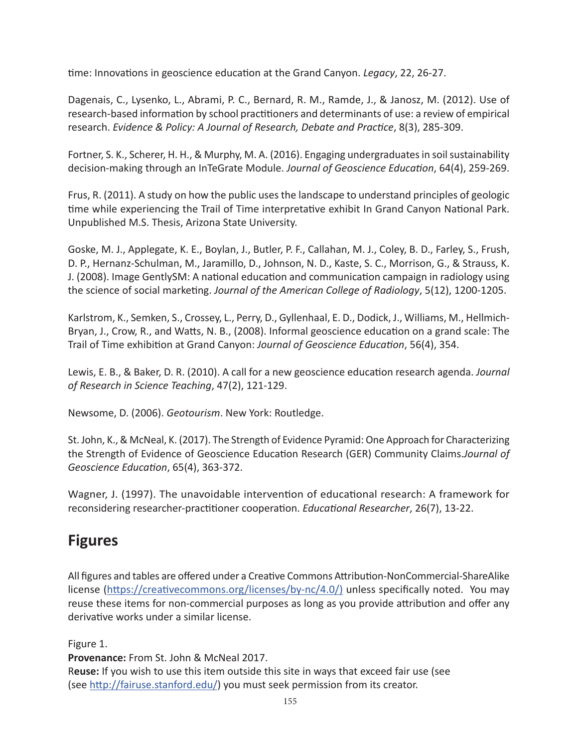time: Innovations in geoscience education at the Grand Canyon. *Legacy*, 22, 26-27.

Dagenais, C., Lysenko, L., Abrami, P. C., Bernard, R. M., Ramde, J., & Janosz, M. (2012). Use of research-based information by school practitioners and determinants of use: a review of empirical research. *Evidence & Policy: A Journal of Research, Debate and Practice*, 8(3), 285-309.

Fortner, S. K., Scherer, H. H., & Murphy, M. A. (2016). Engaging undergraduates in soil sustainability decision-making through an InTeGrate Module. *Journal of Geoscience Education*, 64(4), 259-269.

Frus, R. (2011). A study on how the public uses the landscape to understand principles of geologic time while experiencing the Trail of Time interpretative exhibit In Grand Canyon National Park. Unpublished M.S. Thesis, Arizona State University.

Goske, M. J., Applegate, K. E., Boylan, J., Butler, P. F., Callahan, M. J., Coley, B. D., Farley, S., Frush, D. P., Hernanz-Schulman, M., Jaramillo, D., Johnson, N. D., Kaste, S. C., Morrison, G., & Strauss, K. J. (2008). Image GentlySM: A national education and communication campaign in radiology using the science of social marketing. *Journal of the American College of Radiology*, 5(12), 1200-1205.

Karlstrom, K., Semken, S., Crossey, L., Perry, D., Gyllenhaal, E. D., Dodick, J., Williams, M., Hellmich-Bryan, J., Crow, R., and Watts, N. B., (2008). Informal geoscience education on a grand scale: The Trail of Time exhibition at Grand Canyon: *Journal of Geoscience Education*, 56(4), 354.

Lewis, E. B., & Baker, D. R. (2010). A call for a new geoscience education research agenda. *Journal of Research in Science Teaching*, 47(2), 121-129.

Newsome, D. (2006). *Geotourism*. New York: Routledge.

St. John, K., & McNeal, K. (2017). The Strength of Evidence Pyramid: One Approach for Characterizing the Strength of Evidence of Geoscience Education Research (GER) Community Claims.*Journal of Geoscience Education*, 65(4), 363-372.

Wagner, J. (1997). The unavoidable intervention of educational research: A framework for reconsidering researcher-practitioner cooperation. *Educational Researcher*, 26(7), 13-22.

## Figures

All figures and tables are offered under a Creative Commons Attribution-NonCommercial-ShareAlike license (https://creativecommons.org/licenses/by-nc/4.0/)) unless specifically noted. You may reuse these items for non-commercial purposes as long as you provide attribution and offer any derivative works under a similar license.

Figure 1.
**Provenance:** From St. John & McNeal 2017.
R**euse:** If you wish to use this item outside this site in ways that exceed fair use (see (see http://fairuse.stanford.edu/) you must seek permission from its creator.